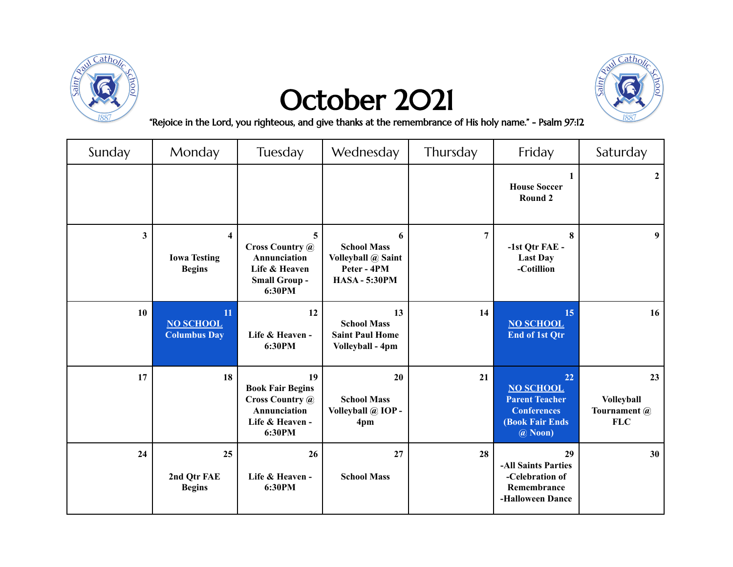# October 2021

"Rejoice in the Lord, you righteous, and give thanks at the remembrance of His holy name." - Psalm 97:12

| Sunday | Monday | Tuesday | Wednesday | Thursday | Friday | Saturday |
|---|---|---|---|---|---|---|
| | | | | | **1** House Soccer Round 2 | **2** |
| **3** | **4** Iowa Testing Begins | **5** Cross Country @ Annunciation Life & Heaven Small Group - 6:30PM | **6** School Mass Volleyball @ Saint Peter - 4PM HASA - 5:30PM | **7** | **8** -1st Qtr FAE - Last Day -Cotillion | **9** |
| **10** | **11** NO SCHOOL Columbus Day | **12** Life & Heaven - 6:30PM | **13** School Mass Saint Paul Home Volleyball - 4pm | **14** | **15** NO SCHOOL End of 1st Qtr | **16** |
| **17** | **18** | **19** Book Fair Begins Cross Country @ Annunciation Life & Heaven - 6:30PM | **20** School Mass Volleyball @ IOP - 4pm | **21** | **22** NO SCHOOL Parent Teacher Conferences (Book Fair Ends @ Noon) | **23** Volleyball Tournament @ FLC |
| **24** | **25** 2nd Qtr FAE Begins | **26** Life & Heaven - 6:30PM | **27** School Mass | **28** | **29** -All Saints Parties -Celebration of Remembrance -Halloween Dance | **30** |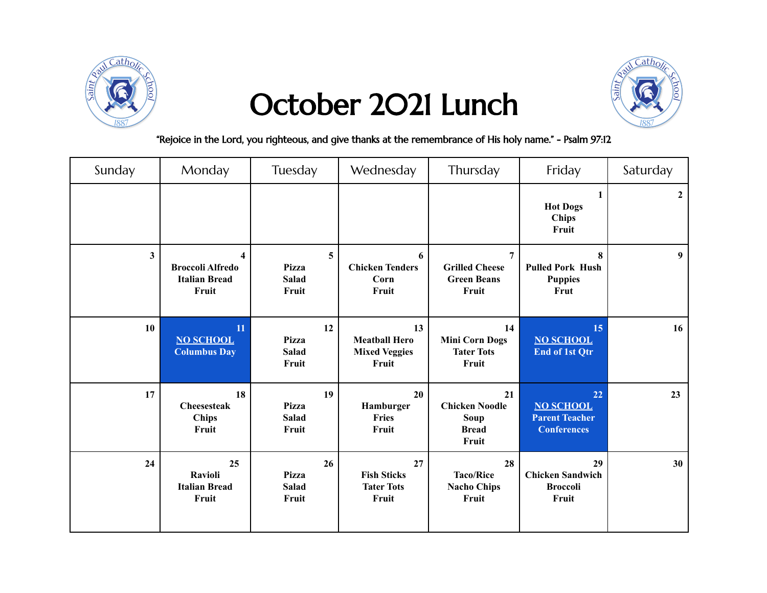Saint Paul Catholic School 1887

# October 2021 Lunch

"Rejoice in the Lord, you righteous, and give thanks at the remembrance of His holy name." - Psalm 97:12

| Sunday | Monday | Tuesday | Wednesday | Thursday | Friday | Saturday |
|---|---|---|---|---|---|---|
| | | | | | **1** **Hot Dogs Chips Fruit** | **2** |
| **3** | **4** **Broccoli Alfredo Italian Bread Fruit** | **5** **Pizza Salad Fruit** | **6** **Chicken Tenders Corn Fruit** | **7** **Grilled Cheese Green Beans Fruit** | **8** **Pulled Pork Hush Puppies Frut** | **9** |
| **10** | **11** **NO SCHOOL Columbus Day** | **12** **Pizza Salad Fruit** | **13** **Meatball Hero Mixed Veggies Fruit** | **14** **Mini Corn Dogs Tater Tots Fruit** | **15** **NO SCHOOL End of 1st Qtr** | **16** |
| **17** | **18** **Cheesesteak Chips Fruit** | **19** **Pizza Salad Fruit** | **20** **Hamburger Fries Fruit** | **21** **Chicken Noodle Soup Bread Fruit** | **22** **NO SCHOOL Parent Teacher Conferences** | **23** |
| **24** | **25** **Ravioli Italian Bread Fruit** | **26** **Pizza Salad Fruit** | **27** **Fish Sticks Tater Tots Fruit** | **28** **Taco/Rice Nacho Chips Fruit** | **29** **Chicken Sandwich Broccoli Fruit** | **30** |